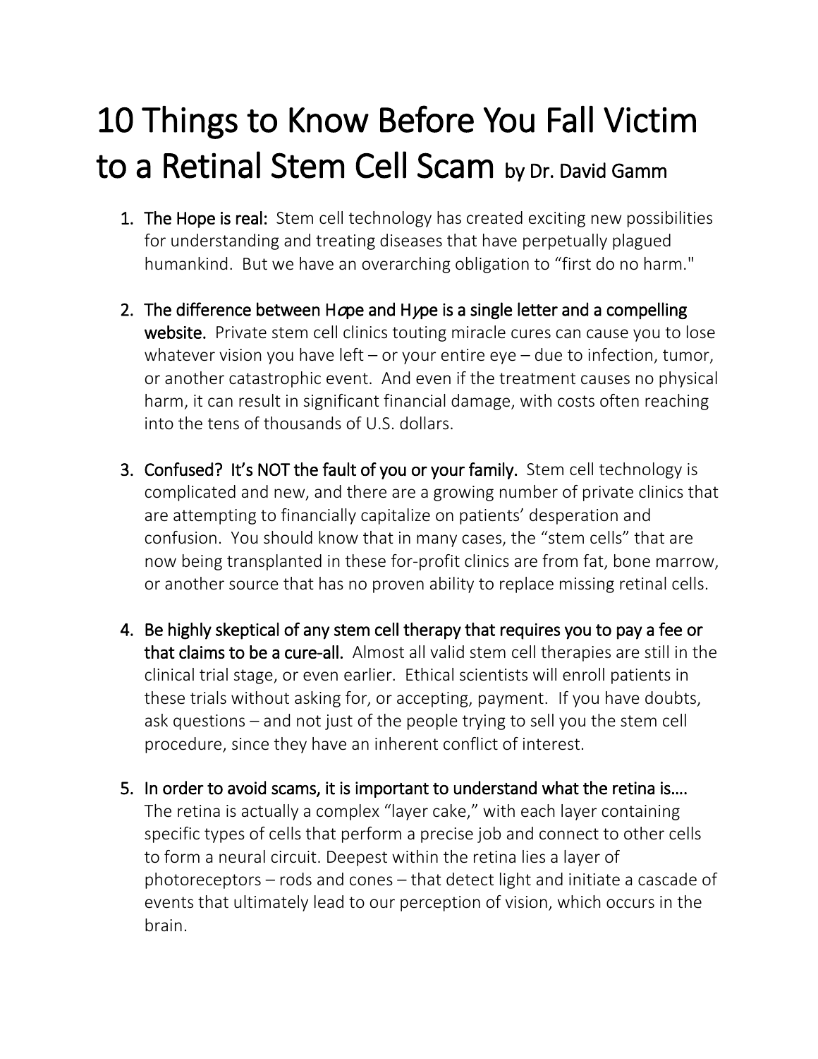# 10 Things to Know Before You Fall Victim to a Retinal Stem Cell Scam by Dr. David Gamm

1. **The Hope is real:** Stem cell technology has created exciting new possibilities for understanding and treating diseases that have perpetually plagued humankind. But we have an overarching obligation to "first do no harm."

2. **The difference between H*o*pe and H*y*pe is a single letter and a compelling website.** Private stem cell clinics touting miracle cures can cause you to lose whatever vision you have left – or your entire eye – due to infection, tumor, or another catastrophic event. And even if the treatment causes no physical harm, it can result in significant financial damage, with costs often reaching into the tens of thousands of U.S. dollars.

3. **Confused? It's NOT the fault of you or your family.** Stem cell technology is complicated and new, and there are a growing number of private clinics that are attempting to financially capitalize on patients' desperation and confusion. You should know that in many cases, the "stem cells" that are now being transplanted in these for-profit clinics are from fat, bone marrow, or another source that has no proven ability to replace missing retinal cells.

4. **Be highly skeptical of any stem cell therapy that requires you to pay a fee or that claims to be a cure-all.** Almost all valid stem cell therapies are still in the clinical trial stage, or even earlier. Ethical scientists will enroll patients in these trials without asking for, or accepting, payment. If you have doubts, ask questions – and not just of the people trying to sell you the stem cell procedure, since they have an inherent conflict of interest.

5. **In order to avoid scams, it is important to understand what the retina is….** The retina is actually a complex "layer cake," with each layer containing specific types of cells that perform a precise job and connect to other cells to form a neural circuit. Deepest within the retina lies a layer of photoreceptors – rods and cones – that detect light and initiate a cascade of events that ultimately lead to our perception of vision, which occurs in the brain.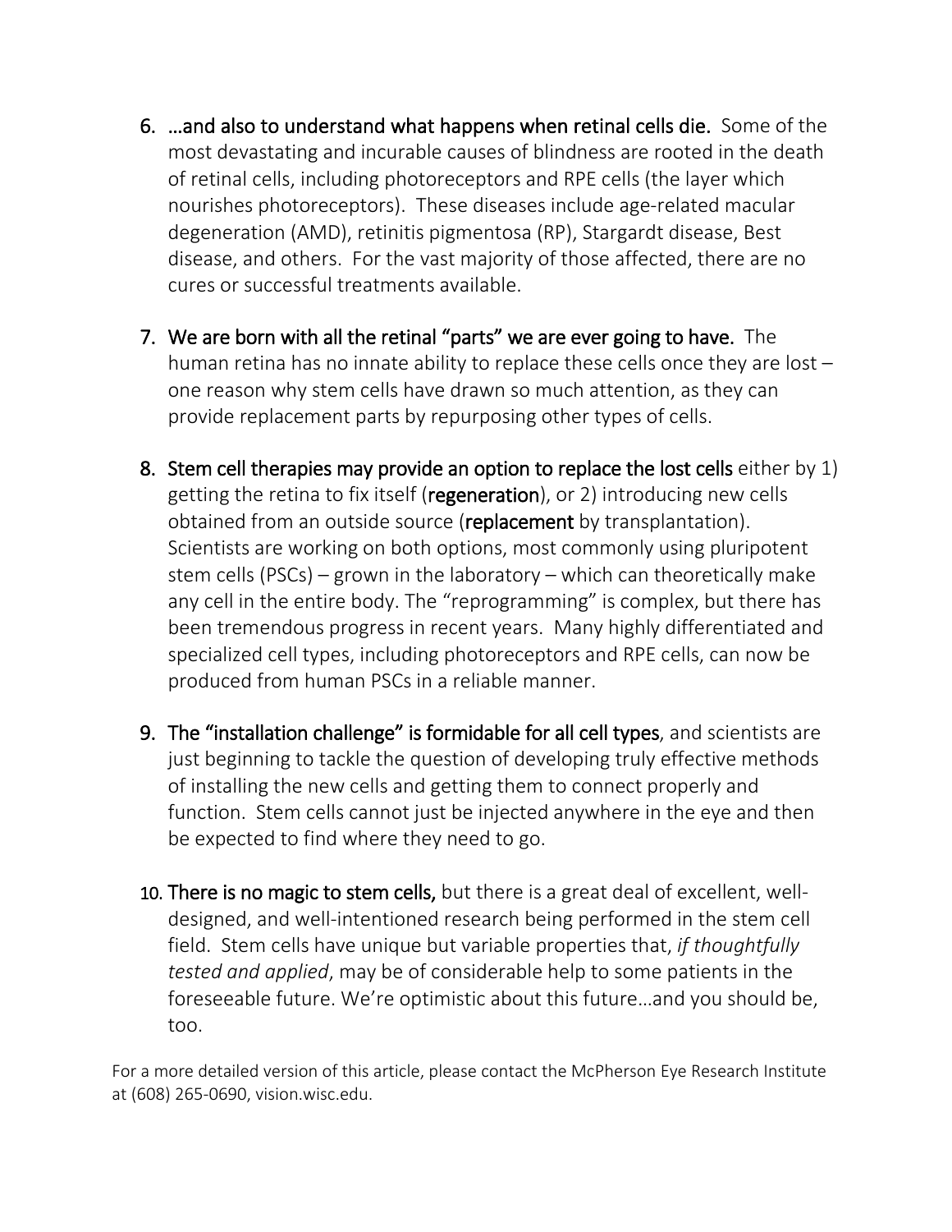6. **…and also to understand what happens when retinal cells die.** Some of the most devastating and incurable causes of blindness are rooted in the death of retinal cells, including photoreceptors and RPE cells (the layer which nourishes photoreceptors). These diseases include age-related macular degeneration (AMD), retinitis pigmentosa (RP), Stargardt disease, Best disease, and others. For the vast majority of those affected, there are no cures or successful treatments available.

7. **We are born with all the retinal "parts" we are ever going to have.** The human retina has no innate ability to replace these cells once they are lost – one reason why stem cells have drawn so much attention, as they can provide replacement parts by repurposing other types of cells.

8. **Stem cell therapies may provide an option to replace the lost cells** either by 1) getting the retina to fix itself (**regeneration**), or 2) introducing new cells obtained from an outside source (**replacement** by transplantation). Scientists are working on both options, most commonly using pluripotent stem cells (PSCs) – grown in the laboratory – which can theoretically make any cell in the entire body. The "reprogramming" is complex, but there has been tremendous progress in recent years. Many highly differentiated and specialized cell types, including photoreceptors and RPE cells, can now be produced from human PSCs in a reliable manner.

9. **The "installation challenge" is formidable for all cell types**, and scientists are just beginning to tackle the question of developing truly effective methods of installing the new cells and getting them to connect properly and function. Stem cells cannot just be injected anywhere in the eye and then be expected to find where they need to go.

10. **There is no magic to stem cells,** but there is a great deal of excellent, well-designed, and well-intentioned research being performed in the stem cell field. Stem cells have unique but variable properties that, *if thoughtfully tested and applied*, may be of considerable help to some patients in the foreseeable future. We're optimistic about this future…and you should be, too.

For a more detailed version of this article, please contact the McPherson Eye Research Institute at (608) 265-0690, vision.wisc.edu.